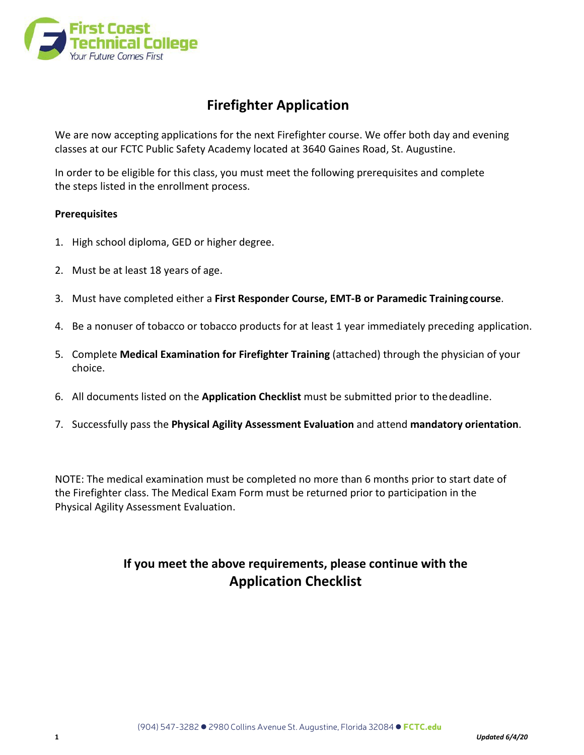First Coast Technical College
Your Future Comes First

# Firefighter Application

We are now accepting applications for the next Firefighter course. We offer both day and evening classes at our FCTC Public Safety Academy located at 3640 Gaines Road, St. Augustine.

In order to be eligible for this class, you must meet the following prerequisites and complete the steps listed in the enrollment process.

**Prerequisites**

1. High school diploma, GED or higher degree.
2. Must be at least 18 years of age.
3. Must have completed either a **First Responder Course, EMT-B or Paramedic Training course**.
4. Be a nonuser of tobacco or tobacco products for at least 1 year immediately preceding application.
5. Complete **Medical Examination for Firefighter Training** (attached) through the physician of your choice.
6. All documents listed on the **Application Checklist** must be submitted prior to the deadline.
7. Successfully pass the **Physical Agility Assessment Evaluation** and attend **mandatory orientation**.

NOTE: The medical examination must be completed no more than 6 months prior to start date of the Firefighter class. The Medical Exam Form must be returned prior to participation in the Physical Agility Assessment Evaluation.

## If you meet the above requirements, please continue with the Application Checklist

(904) 547-3282 ● 2980 Collins Avenue St. Augustine, Florida 32084 ● FCTC.edu

*Updated 6/4/20*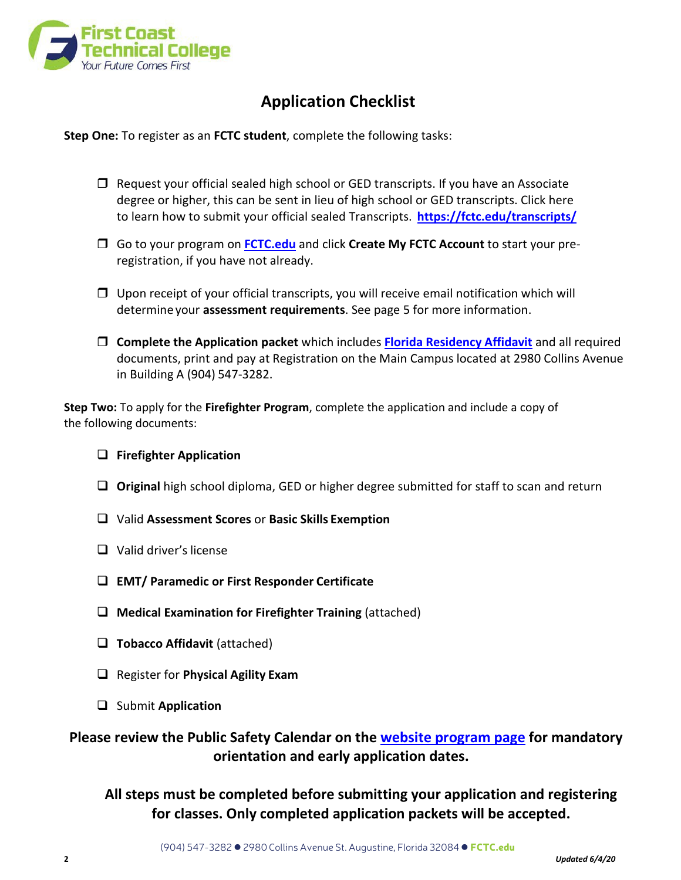# Application Checklist

**Step One:** To register as an **FCTC student**, complete the following tasks:

- ☐ Request your official sealed high school or GED transcripts. If you have an Associate degree or higher, this can be sent in lieu of high school or GED transcripts. Click here to learn how to submit your official sealed Transcripts. **https://fctc.edu/transcripts/**
- ☐ Go to your program on **FCTC.edu** and click **Create My FCTC Account** to start your pre-registration, if you have not already.
- ☐ Upon receipt of your official transcripts, you will receive email notification which will determine your **assessment requirements**. See page 5 for more information.
- ☐ **Complete the Application packet** which includes **Florida Residency Affidavit** and all required documents, print and pay at Registration on the Main Campus located at 2980 Collins Avenue in Building A (904) 547-3282.

**Step Two:** To apply for the **Firefighter Program**, complete the application and include a copy of the following documents:

- ☐ **Firefighter Application**
- ☐ **Original** high school diploma, GED or higher degree submitted for staff to scan and return
- ☐ Valid **Assessment Scores** or **Basic Skills Exemption**
- ☐ Valid driver's license
- ☐ **EMT/ Paramedic or First Responder Certificate**
- ☐ **Medical Examination for Firefighter Training** (attached)
- ☐ **Tobacco Affidavit** (attached)
- ☐ Register for **Physical Agility Exam**
- ☐ Submit **Application**

**Please review the Public Safety Calendar on the website program page for mandatory orientation and early application dates.**

**All steps must be completed before submitting your application and registering for classes. Only completed application packets will be accepted.**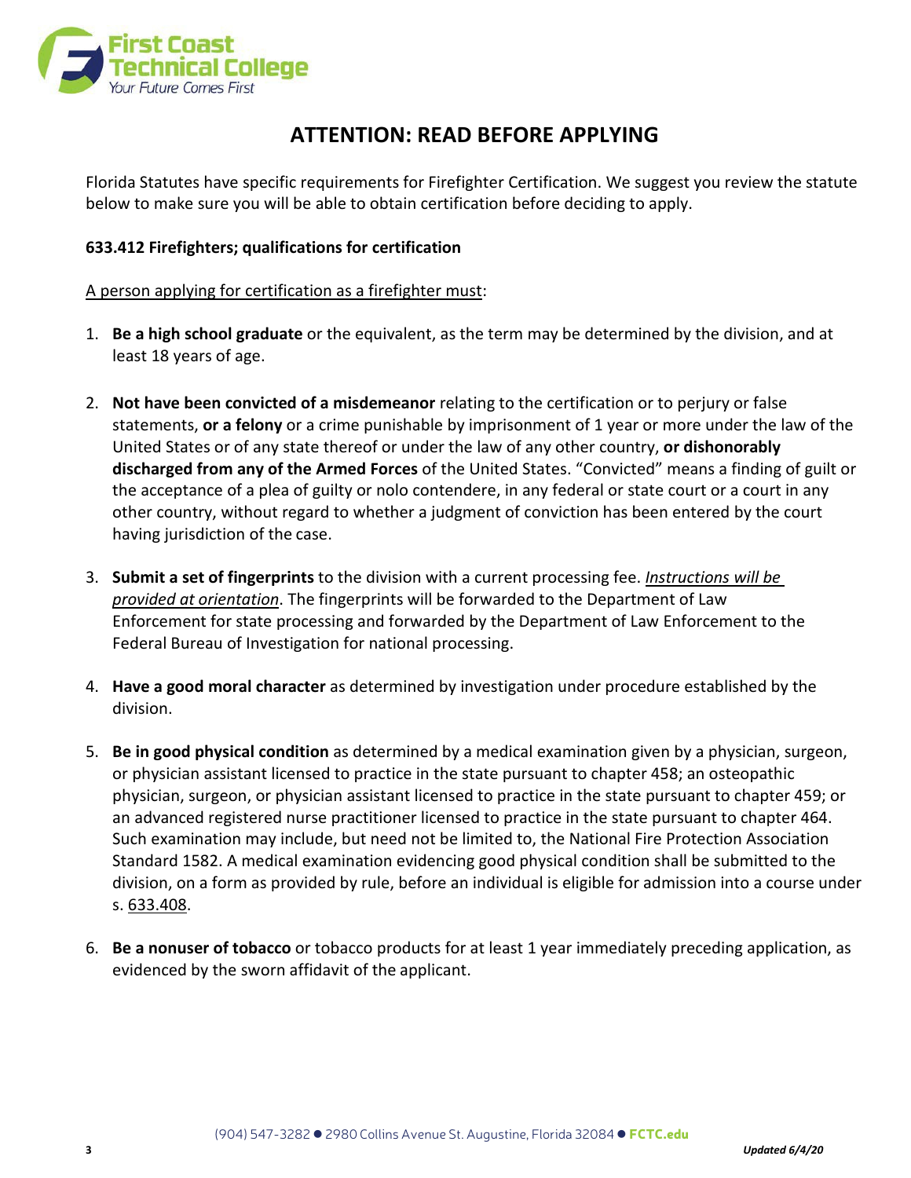# ATTENTION: READ BEFORE APPLYING

Florida Statutes have specific requirements for Firefighter Certification. We suggest you review the statute below to make sure you will be able to obtain certification before deciding to apply.

**633.412 Firefighters; qualifications for certification**

A person applying for certification as a firefighter must:

1. **Be a high school graduate** or the equivalent, as the term may be determined by the division, and at least 18 years of age.

2. **Not have been convicted of a misdemeanor** relating to the certification or to perjury or false statements, **or a felony** or a crime punishable by imprisonment of 1 year or more under the law of the United States or of any state thereof or under the law of any other country, **or dishonorably discharged from any of the Armed Forces** of the United States. "Convicted" means a finding of guilt or the acceptance of a plea of guilty or nolo contendere, in any federal or state court or a court in any other country, without regard to whether a judgment of conviction has been entered by the court having jurisdiction of the case.

3. **Submit a set of fingerprints** to the division with a current processing fee. *Instructions will be provided at orientation*. The fingerprints will be forwarded to the Department of Law Enforcement for state processing and forwarded by the Department of Law Enforcement to the Federal Bureau of Investigation for national processing.

4. **Have a good moral character** as determined by investigation under procedure established by the division.

5. **Be in good physical condition** as determined by a medical examination given by a physician, surgeon, or physician assistant licensed to practice in the state pursuant to chapter 458; an osteopathic physician, surgeon, or physician assistant licensed to practice in the state pursuant to chapter 459; or an advanced registered nurse practitioner licensed to practice in the state pursuant to chapter 464. Such examination may include, but need not be limited to, the National Fire Protection Association Standard 1582. A medical examination evidencing good physical condition shall be submitted to the division, on a form as provided by rule, before an individual is eligible for admission into a course under s. 633.408.

6. **Be a nonuser of tobacco** or tobacco products for at least 1 year immediately preceding application, as evidenced by the sworn affidavit of the applicant.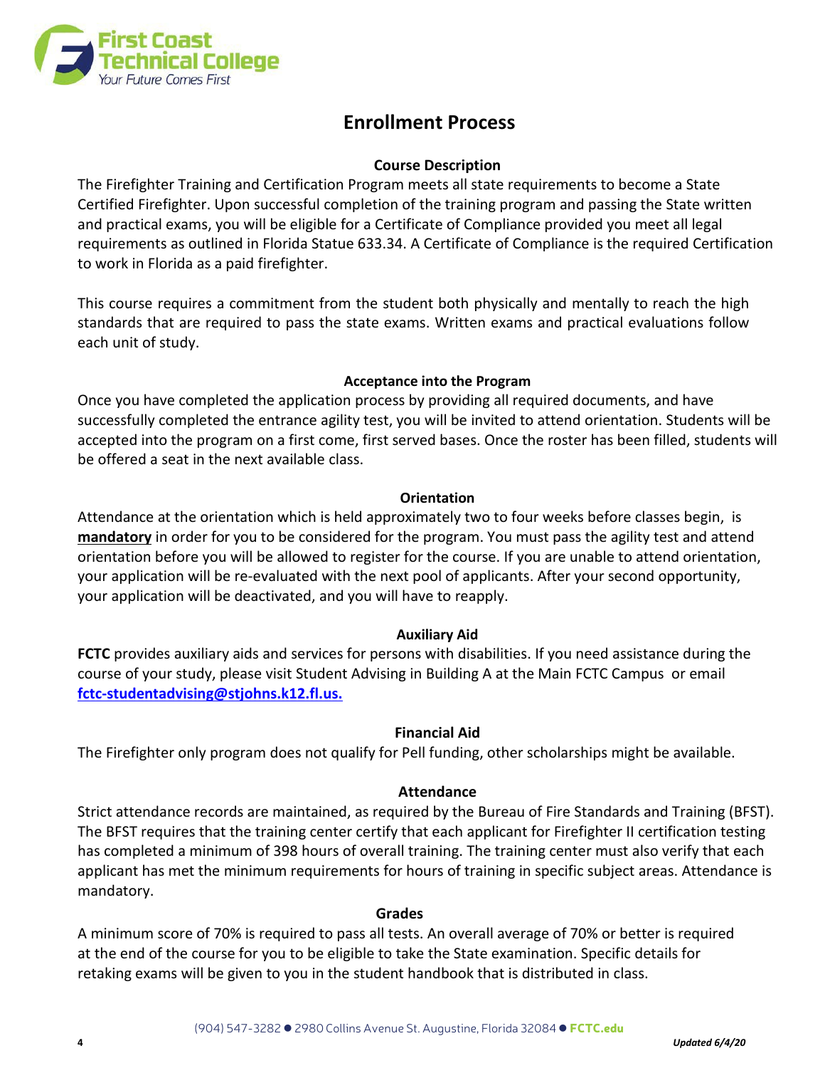# Enrollment Process

## Course Description

The Firefighter Training and Certification Program meets all state requirements to become a State Certified Firefighter. Upon successful completion of the training program and passing the State written and practical exams, you will be eligible for a Certificate of Compliance provided you meet all legal requirements as outlined in Florida Statue 633.34. A Certificate of Compliance is the required Certification to work in Florida as a paid firefighter.

This course requires a commitment from the student both physically and mentally to reach the high standards that are required to pass the state exams. Written exams and practical evaluations follow each unit of study.

## Acceptance into the Program

Once you have completed the application process by providing all required documents, and have successfully completed the entrance agility test, you will be invited to attend orientation. Students will be accepted into the program on a first come, first served bases. Once the roster has been filled, students will be offered a seat in the next available class.

## Orientation

Attendance at the orientation which is held approximately two to four weeks before classes begin, is **mandatory** in order for you to be considered for the program. You must pass the agility test and attend orientation before you will be allowed to register for the course. If you are unable to attend orientation, your application will be re-evaluated with the next pool of applicants. After your second opportunity, your application will be deactivated, and you will have to reapply.

## Auxiliary Aid

**FCTC** provides auxiliary aids and services for persons with disabilities. If you need assistance during the course of your study, please visit Student Advising in Building A at the Main FCTC Campus or email **fctc-studentadvising@stjohns.k12.fl.us.**

## Financial Aid

The Firefighter only program does not qualify for Pell funding, other scholarships might be available.

## Attendance

Strict attendance records are maintained, as required by the Bureau of Fire Standards and Training (BFST). The BFST requires that the training center certify that each applicant for Firefighter II certification testing has completed a minimum of 398 hours of overall training. The training center must also verify that each applicant has met the minimum requirements for hours of training in specific subject areas. Attendance is mandatory.

## Grades

A minimum score of 70% is required to pass all tests. An overall average of 70% or better is required at the end of the course for you to be eligible to take the State examination. Specific details for retaking exams will be given to you in the student handbook that is distributed in class.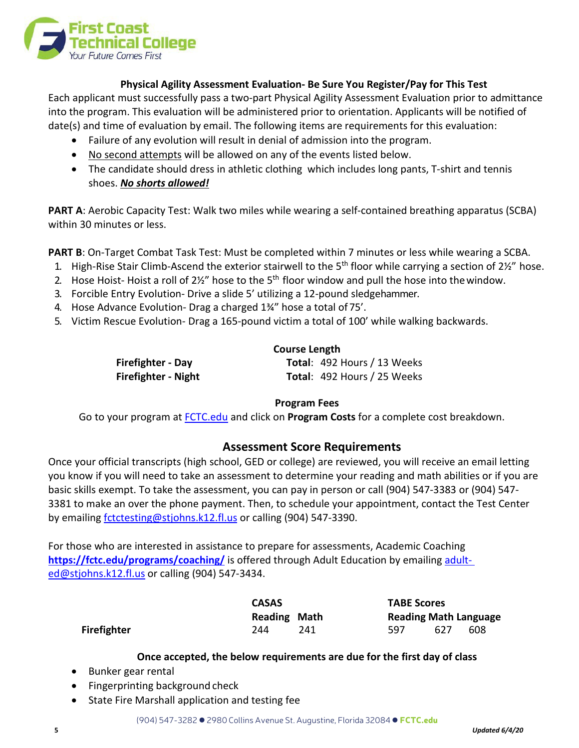First Coast Technical College
Your Future Comes First

### Physical Agility Assessment Evaluation- Be Sure You Register/Pay for This Test

Each applicant must successfully pass a two-part Physical Agility Assessment Evaluation prior to admittance into the program. This evaluation will be administered prior to orientation. Applicants will be notified of date(s) and time of evaluation by email. The following items are requirements for this evaluation:

- Failure of any evolution will result in denial of admission into the program.
- No second attempts will be allowed on any of the events listed below.
- The candidate should dress in athletic clothing which includes long pants, T-shirt and tennis shoes. ***No shorts allowed!***

**PART A**: Aerobic Capacity Test: Walk two miles while wearing a self-contained breathing apparatus (SCBA) within 30 minutes or less.

**PART B**: On-Target Combat Task Test: Must be completed within 7 minutes or less while wearing a SCBA.

1. High-Rise Stair Climb-Ascend the exterior stairwell to the 5th floor while carrying a section of 2½" hose.
2. Hose Hoist- Hoist a roll of 2½" hose to the 5th floor window and pull the hose into the window.
3. Forcible Entry Evolution- Drive a slide 5' utilizing a 12-pound sledgehammer.
4. Hose Advance Evolution- Drag a charged 1¾" hose a total of 75'.
5. Victim Rescue Evolution- Drag a 165-pound victim a total of 100' while walking backwards.

| | Course Length |
|---|---|
| **Firefighter - Day** | **Total**: 492 Hours / 13 Weeks |
| **Firefighter - Night** | **Total**: 492 Hours / 25 Weeks |

### Program Fees

Go to your program at FCTC.edu and click on **Program Costs** for a complete cost breakdown.

## Assessment Score Requirements

Once your official transcripts (high school, GED or college) are reviewed, you will receive an email letting you know if you will need to take an assessment to determine your reading and math abilities or if you are basic skills exempt. To take the assessment, you can pay in person or call (904) 547-3383 or (904) 547-3381 to make an over the phone payment. Then, to schedule your appointment, contact the Test Center by emailing fctctesting@stjohns.k12.fl.us or calling (904) 547-3390.

For those who are interested in assistance to prepare for assessments, Academic Coaching **https://fctc.edu/programs/coaching/** is offered through Adult Education by emailing adult-ed@stjohns.k12.fl.us or calling (904) 547-3434.

| | CASAS | | TABE Scores | | |
|---|---|---|---|---|---|
| | Reading | Math | Reading | Math | Language |
| **Firefighter** | 244 | 241 | 597 | 627 | 608 |

### Once accepted, the below requirements are due for the first day of class

- Bunker gear rental
- Fingerprinting background check
- State Fire Marshall application and testing fee

(904) 547-3282 ● 2980 Collins Avenue St. Augustine, Florida 32084 ● FCTC.edu

*Updated 6/4/20*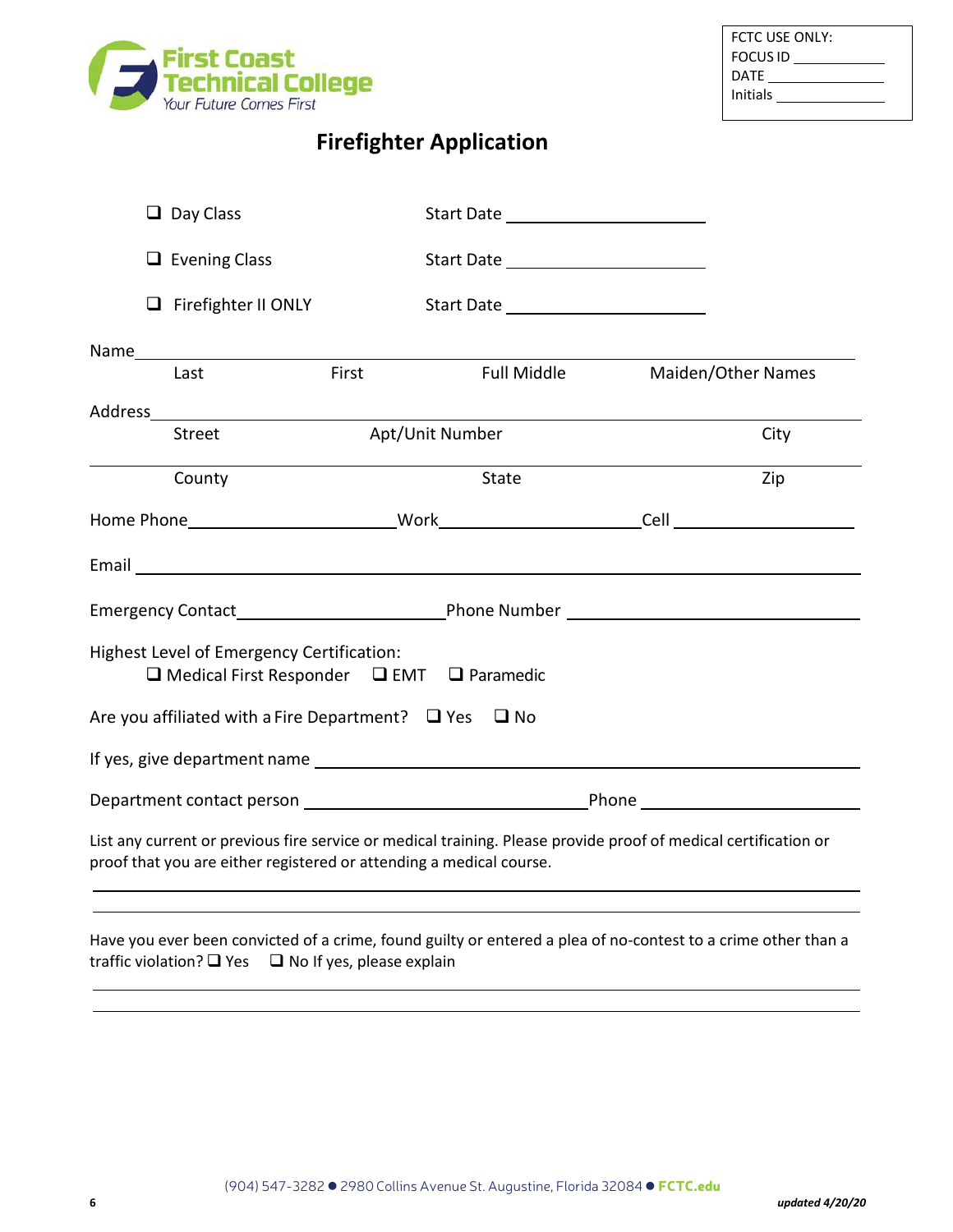First Coast Technical College
Your Future Comes First

FCTC USE ONLY:
FOCUS ID ____________
DATE ____________
Initials ____________

# Firefighter Application

- ❑ Day Class — Start Date ____________________
- ❑ Evening Class — Start Date ____________________
- ❑ Firefighter II ONLY — Start Date ____________________

Name________________________________________________________________
Last First Full Middle Maiden/Other Names

Address______________________________________________________________
Street Apt/Unit Number City

____________________________________________________________________
County State Zip

Home Phone____________________Work____________________Cell ____________________

Email ________________________________________________________________

Emergency Contact____________________Phone Number ____________________________

Highest Level of Emergency Certification:
❑ Medical First Responder ❑ EMT ❑ Paramedic

Are you affiliated with a Fire Department? ❑ Yes ❑ No

If yes, give department name ____________________________________________

Department contact person ______________________________Phone ____________________

List any current or previous fire service or medical training. Please provide proof of medical certification or proof that you are either registered or attending a medical course.

____________________________________________________________________

____________________________________________________________________

Have you ever been convicted of a crime, found guilty or entered a plea of no-contest to a crime other than a traffic violation? ❑ Yes ❑ No If yes, please explain

____________________________________________________________________

____________________________________________________________________

(904) 547-3282 ● 2980 Collins Avenue St. Augustine, Florida 32084 ● **FCTC.edu**

***updated 4/20/20***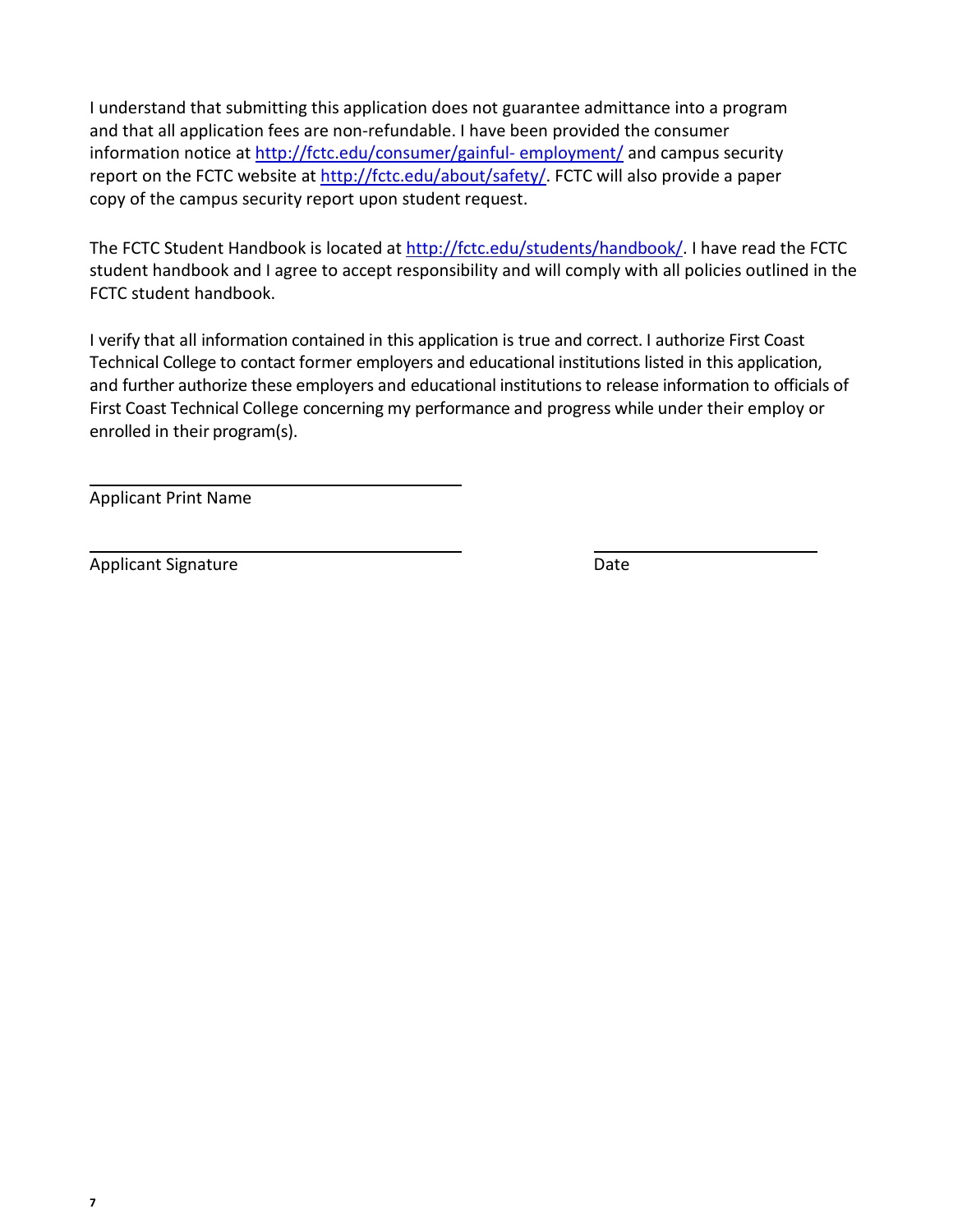I understand that submitting this application does not guarantee admittance into a program and that all application fees are non-refundable. I have been provided the consumer information notice at http://fctc.edu/consumer/gainful- employment/ and campus security report on the FCTC website at http://fctc.edu/about/safety/. FCTC will also provide a paper copy of the campus security report upon student request.

The FCTC Student Handbook is located at http://fctc.edu/students/handbook/. I have read the FCTC student handbook and I agree to accept responsibility and will comply with all policies outlined in the FCTC student handbook.

I verify that all information contained in this application is true and correct. I authorize First Coast Technical College to contact former employers and educational institutions listed in this application, and further authorize these employers and educational institutions to release information to officials of First Coast Technical College concerning my performance and progress while under their employ or enrolled in their program(s).

\_\_\_\_\_\_\_\_\_\_\_\_\_\_\_\_\_\_\_\_\_\_\_\_\_\_\_\_\_\_\_\_\_\_\_\_

Applicant Print Name

\_\_\_\_\_\_\_\_\_\_\_\_\_\_\_\_\_\_\_\_\_\_\_\_\_\_\_\_\_\_\_\_\_\_\_\_ \_\_\_\_\_\_\_\_\_\_\_\_\_\_\_\_\_\_\_\_\_\_

Applicant Signature Date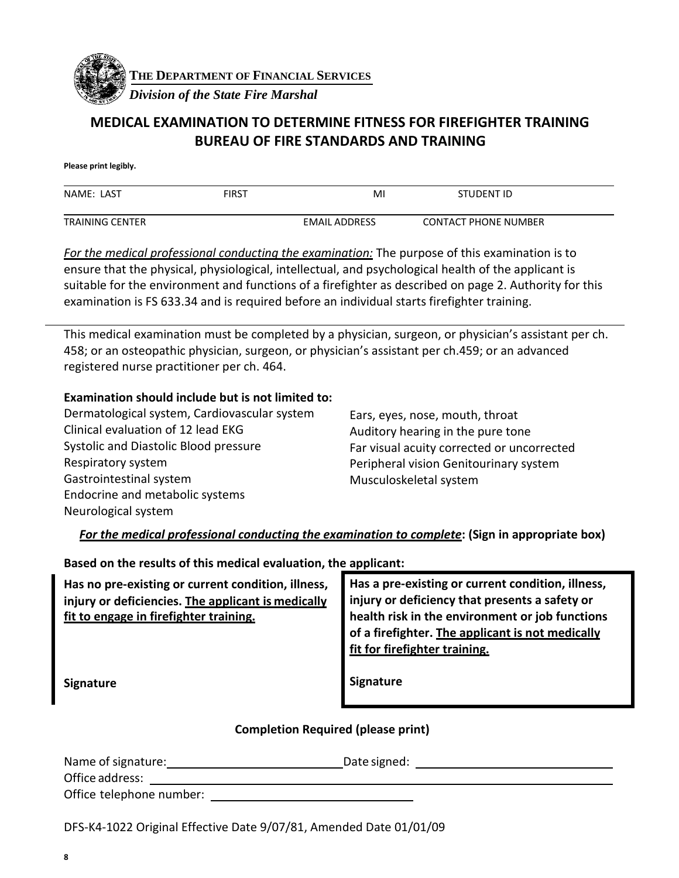**THE DEPARTMENT OF FINANCIAL SERVICES**
*Division of the State Fire Marshal*

## MEDICAL EXAMINATION TO DETERMINE FITNESS FOR FIREFIGHTER TRAINING BUREAU OF FIRE STANDARDS AND TRAINING

**Please print legibly.**

| NAME: LAST | FIRST | MI | STUDENT ID |
|---|---|---|---|

| TRAINING CENTER | EMAIL ADDRESS | CONTACT PHONE NUMBER |
|---|---|---|

*For the medical professional conducting the examination:* The purpose of this examination is to ensure that the physical, physiological, intellectual, and psychological health of the applicant is suitable for the environment and functions of a firefighter as described on page 2. Authority for this examination is FS 633.34 and is required before an individual starts firefighter training.

This medical examination must be completed by a physician, surgeon, or physician's assistant per ch. 458; or an osteopathic physician, surgeon, or physician's assistant per ch.459; or an advanced registered nurse practitioner per ch. 464.

**Examination should include but is not limited to:**

Dermatological system, Cardiovascular system
Clinical evaluation of 12 lead EKG
Systolic and Diastolic Blood pressure
Respiratory system
Gastrointestinal system
Endocrine and metabolic systems
Neurological system
Ears, eyes, nose, mouth, throat
Auditory hearing in the pure tone
Far visual acuity corrected or uncorrected
Peripheral vision Genitourinary system
Musculoskeletal system

***For the medical professional conducting the examination to complete*: (Sign in appropriate box)**

**Based on the results of this medical evaluation, the applicant:**

| **Has no pre-existing or current condition, illness, injury or deficiencies. The applicant is medically fit to engage in firefighter training.** | **Has a pre-existing or current condition, illness, injury or deficiency that presents a safety or health risk in the environment or job functions of a firefighter. The applicant is not medically fit for firefighter training.** |
|---|---|
| **Signature** | **Signature** |

**Completion Required (please print)**

Name of signature: ______________________ Date signed: ______________________
Office address: ____________________________________________
Office telephone number: ______________________

DFS-K4-1022 Original Effective Date 9/07/81, Amended Date 01/01/09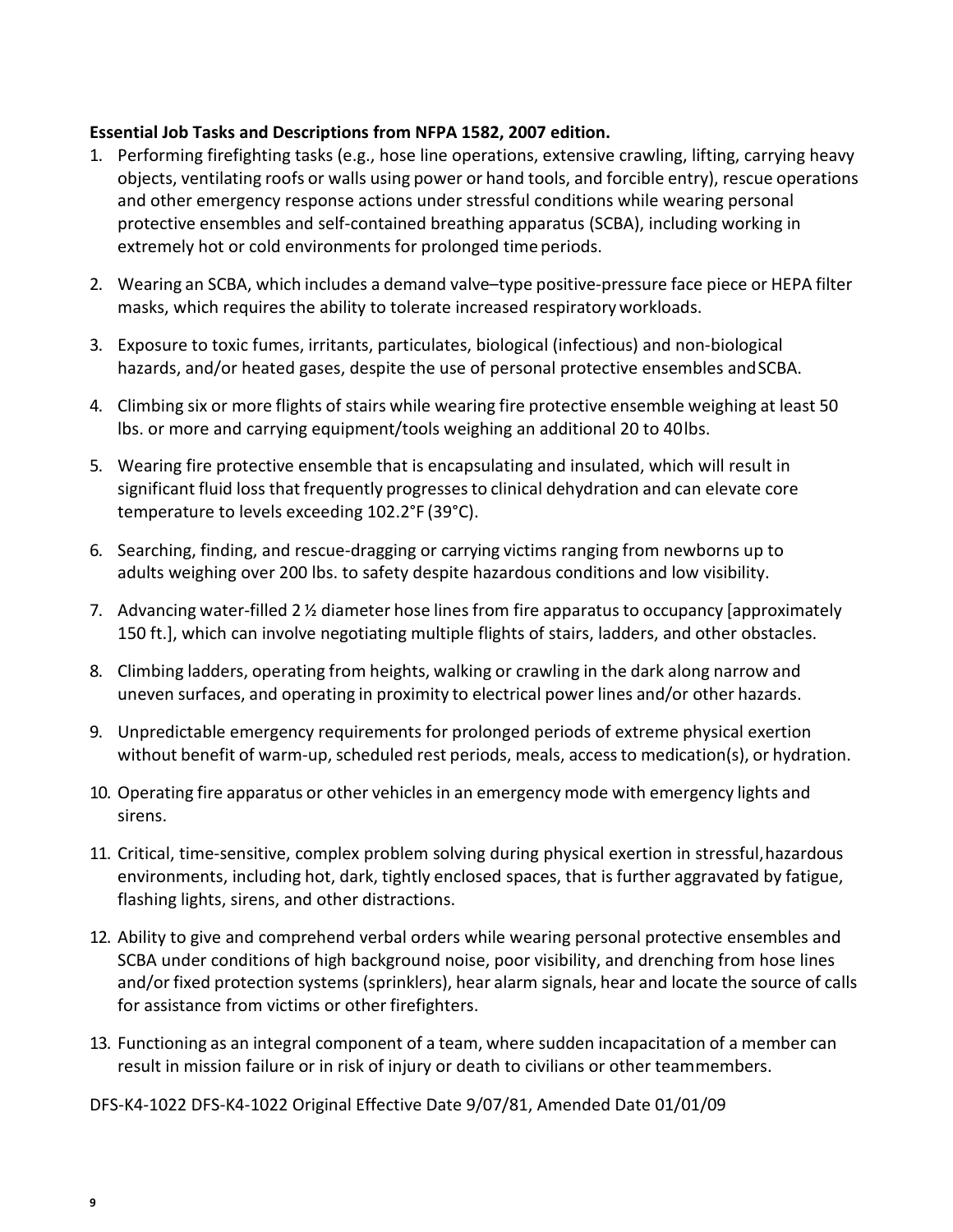**Essential Job Tasks and Descriptions from NFPA 1582, 2007 edition.**

1. Performing firefighting tasks (e.g., hose line operations, extensive crawling, lifting, carrying heavy objects, ventilating roofs or walls using power or hand tools, and forcible entry), rescue operations and other emergency response actions under stressful conditions while wearing personal protective ensembles and self-contained breathing apparatus (SCBA), including working in extremely hot or cold environments for prolonged time periods.

2. Wearing an SCBA, which includes a demand valve–type positive-pressure face piece or HEPA filter masks, which requires the ability to tolerate increased respiratory workloads.

3. Exposure to toxic fumes, irritants, particulates, biological (infectious) and non-biological hazards, and/or heated gases, despite the use of personal protective ensembles and SCBA.

4. Climbing six or more flights of stairs while wearing fire protective ensemble weighing at least 50 lbs. or more and carrying equipment/tools weighing an additional 20 to 40 lbs.

5. Wearing fire protective ensemble that is encapsulating and insulated, which will result in significant fluid loss that frequently progresses to clinical dehydration and can elevate core temperature to levels exceeding 102.2°F (39°C).

6. Searching, finding, and rescue-dragging or carrying victims ranging from newborns up to adults weighing over 200 lbs. to safety despite hazardous conditions and low visibility.

7. Advancing water-filled 2 ½ diameter hose lines from fire apparatus to occupancy [approximately 150 ft.], which can involve negotiating multiple flights of stairs, ladders, and other obstacles.

8. Climbing ladders, operating from heights, walking or crawling in the dark along narrow and uneven surfaces, and operating in proximity to electrical power lines and/or other hazards.

9. Unpredictable emergency requirements for prolonged periods of extreme physical exertion without benefit of warm-up, scheduled rest periods, meals, access to medication(s), or hydration.

10. Operating fire apparatus or other vehicles in an emergency mode with emergency lights and sirens.

11. Critical, time-sensitive, complex problem solving during physical exertion in stressful, hazardous environments, including hot, dark, tightly enclosed spaces, that is further aggravated by fatigue, flashing lights, sirens, and other distractions.

12. Ability to give and comprehend verbal orders while wearing personal protective ensembles and SCBA under conditions of high background noise, poor visibility, and drenching from hose lines and/or fixed protection systems (sprinklers), hear alarm signals, hear and locate the source of calls for assistance from victims or other firefighters.

13. Functioning as an integral component of a team, where sudden incapacitation of a member can result in mission failure or in risk of injury or death to civilians or other team members.

DFS-K4-1022 DFS-K4-1022 Original Effective Date 9/07/81, Amended Date 01/01/09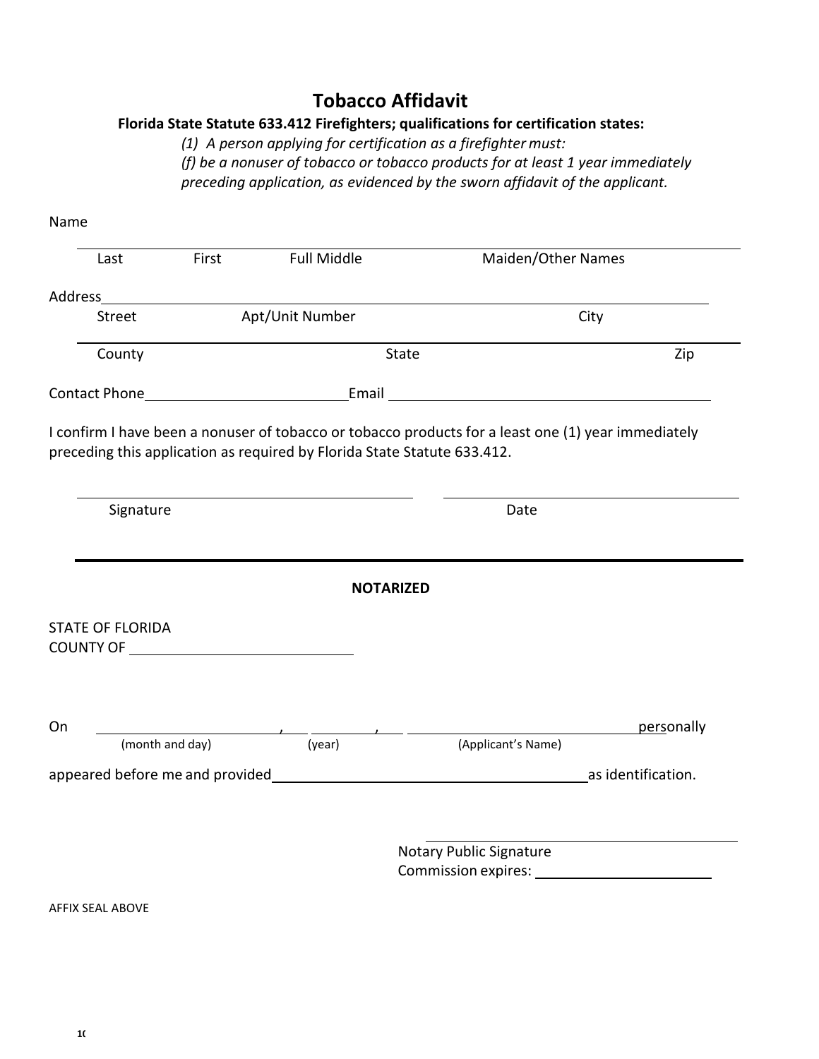# Tobacco Affidavit

**Florida State Statute 633.412 Firefighters; qualifications for certification states:**

> *(1) A person applying for certification as a firefighter must:*
> *(f) be a nonuser of tobacco or tobacco products for at least 1 year immediately preceding application, as evidenced by the sworn affidavit of the applicant.*

Name ______________________________________________________________

Last First Full Middle Maiden/Other Names

Address ______________________________________________________________

Street Apt/Unit Number City

______________________________________________________________

County State Zip

Contact Phone ____________________ Email ______________________________

I confirm I have been a nonuser of tobacco or tobacco products for a least one (1) year immediately preceding this application as required by Florida State Statute 633.412.

______________________________ ______________________________

Signature Date

---

**NOTARIZED**

STATE OF FLORIDA
COUNTY OF ____________________

On ____________________, ________, ____________________________ personally
(month and day) (year) (Applicant's Name)

appeared before me and provided ______________________________ as identification.

______________________________
Notary Public Signature
Commission expires: ____________________

AFFIX SEAL ABOVE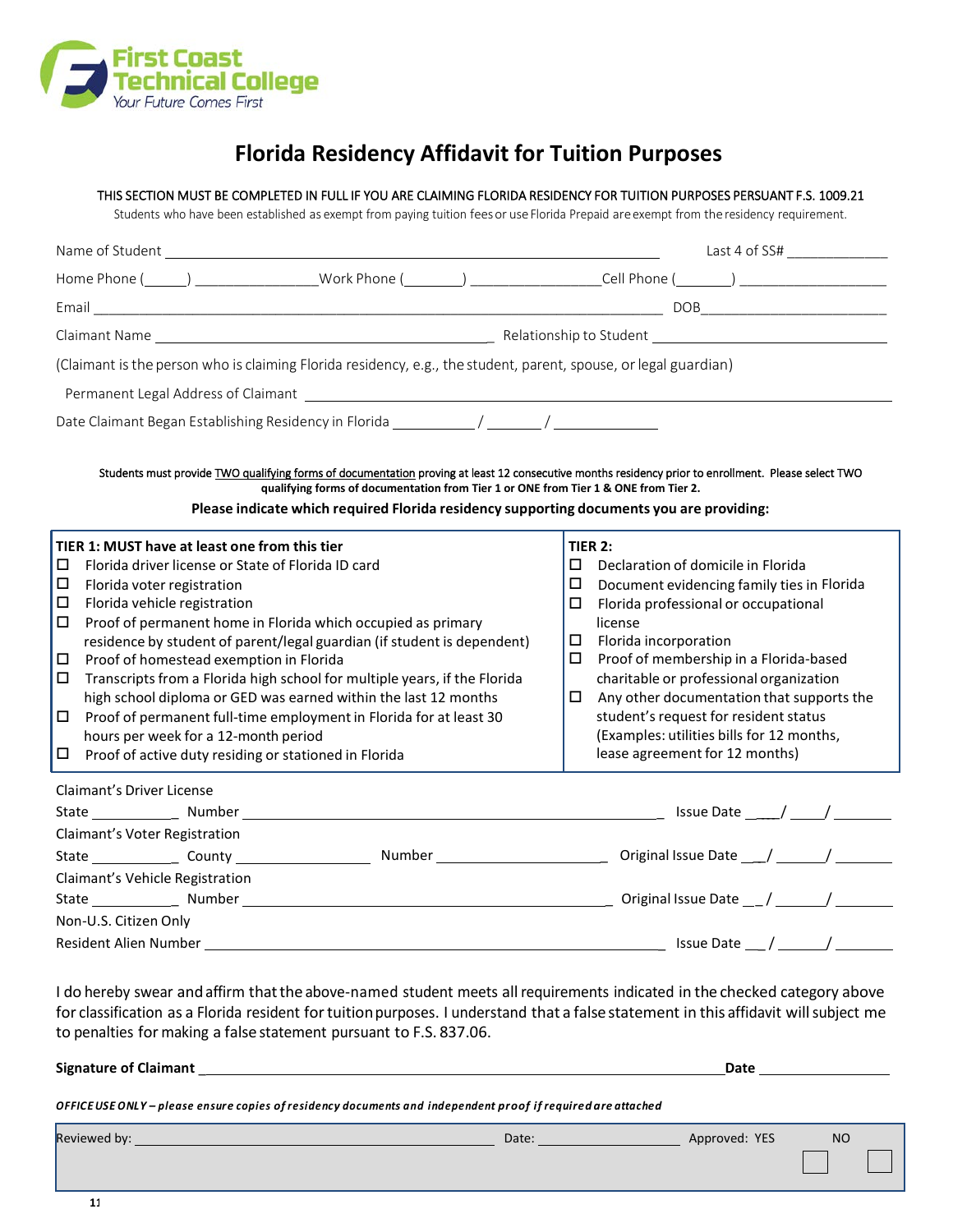First Coast Technical College
Your Future Comes First

# Florida Residency Affidavit for Tuition Purposes

THIS SECTION MUST BE COMPLETED IN FULL IF YOU ARE CLAIMING FLORIDA RESIDENCY FOR TUITION PURPOSES PERSUANT F.S. 1009.21

Students who have been established as exempt from paying tuition fees or use Florida Prepaid are exempt from the residency requirement.

Name of Student ____________________________________________ Last 4 of SS# __________

Home Phone (_____) ______________ Work Phone (_______) ______________ Cell Phone (_______) ________________

Email ____________________________________________________________ DOB ____________________

Claimant Name ______________________________________ Relationship to Student ___________________________

(Claimant is the person who is claiming Florida residency, e.g., the student, parent, spouse, or legal guardian)

Permanent Legal Address of Claimant ____________________________________________________________

Date Claimant Began Establishing Residency in Florida _________ / ______ / __________

Students must provide TWO qualifying forms of documentation proving at least 12 consecutive months residency prior to enrollment. Please select TWO qualifying forms of documentation from Tier 1 or ONE from Tier 1 & ONE from Tier 2.

**Please indicate which required Florida residency supporting documents you are providing:**

| **TIER 1: MUST have at least one from this tier** | **TIER 2:** |
|---|---|
| ☐ Florida driver license or State of Florida ID card | ☐ Declaration of domicile in Florida |
| ☐ Florida voter registration | ☐ Document evidencing family ties in Florida |
| ☐ Florida vehicle registration | ☐ Florida professional or occupational license |
| ☐ Proof of permanent home in Florida which occupied as primary residence by student of parent/legal guardian (if student is dependent) | ☐ Florida incorporation |
| ☐ Proof of homestead exemption in Florida | ☐ Proof of membership in a Florida-based charitable or professional organization |
| ☐ Transcripts from a Florida high school for multiple years, if the Florida high school diploma or GED was earned within the last 12 months | ☐ Any other documentation that supports the student's request for resident status (Examples: utilities bills for 12 months, lease agreement for 12 months) |
| ☐ Proof of permanent full-time employment in Florida for at least 30 hours per week for a 12-month period | |
| ☐ Proof of active duty residing or stationed in Florida | |

Claimant's Driver License

State __________ Number ____________________________________________ Issue Date ___/ ___/ ______

Claimant's Voter Registration

State __________ County ______________ Number __________________ Original Issue Date __/ _____/ ______

Claimant's Vehicle Registration

State __________ Number ________________________________________ Original Issue Date __/ _____/ ______

Non-U.S. Citizen Only

Resident Alien Number ________________________________________________ Issue Date ___/ _____/ ______

I do hereby swear and affirm that the above-named student meets all requirements indicated in the checked category above for classification as a Florida resident for tuition purposes. I understand that a false statement in this affidavit will subject me to penalties for making a false statement pursuant to F.S. 837.06.

**Signature of Claimant** ____________________________________________________ **Date** ______________

***OFFICE USE ONLY – please ensure copies of residency documents and independent proof if required are attached***

Reviewed by: ________________________________ Date: ______________ Approved: YES ☐ NO ☐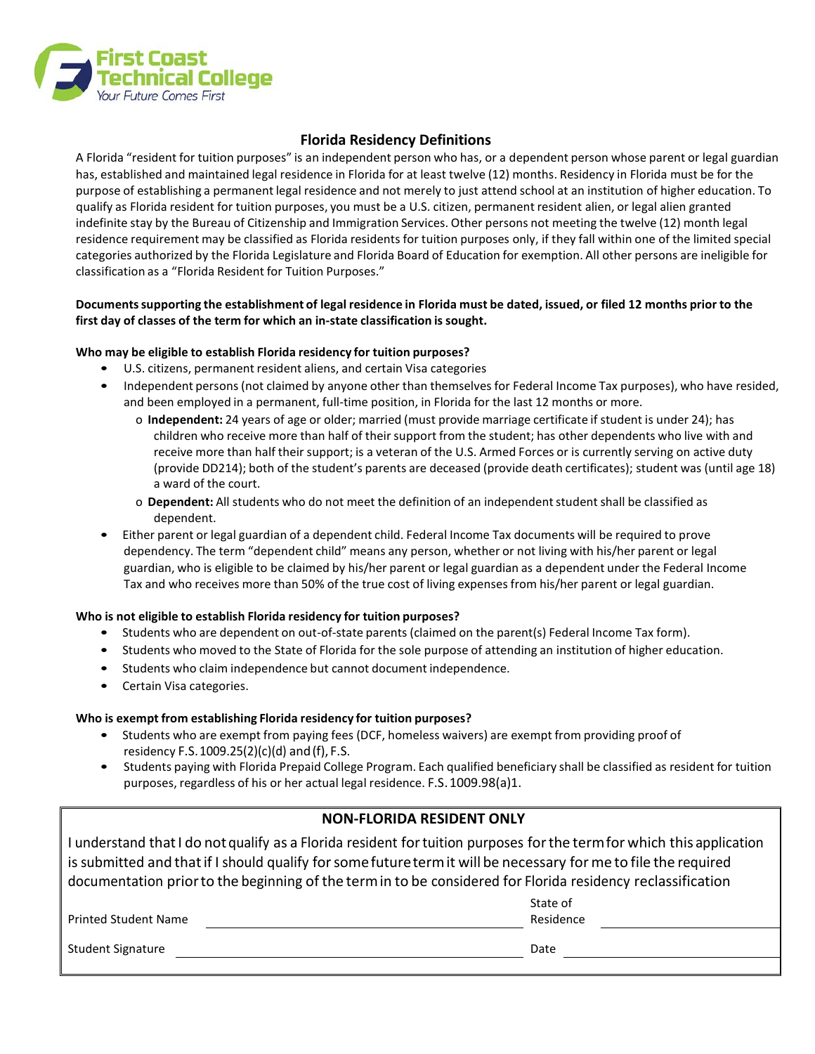First Coast Technical College
Your Future Comes First

## Florida Residency Definitions

A Florida "resident for tuition purposes" is an independent person who has, or a dependent person whose parent or legal guardian has, established and maintained legal residence in Florida for at least twelve (12) months. Residency in Florida must be for the purpose of establishing a permanent legal residence and not merely to just attend school at an institution of higher education. To qualify as Florida resident for tuition purposes, you must be a U.S. citizen, permanent resident alien, or legal alien granted indefinite stay by the Bureau of Citizenship and Immigration Services. Other persons not meeting the twelve (12) month legal residence requirement may be classified as Florida residents for tuition purposes only, if they fall within one of the limited special categories authorized by the Florida Legislature and Florida Board of Education for exemption. All other persons are ineligible for classification as a "Florida Resident for Tuition Purposes."

**Documents supporting the establishment of legal residence in Florida must be dated, issued, or filed 12 months prior to the first day of classes of the term for which an in-state classification is sought.**

**Who may be eligible to establish Florida residency for tuition purposes?**

- U.S. citizens, permanent resident aliens, and certain Visa categories
- Independent persons (not claimed by anyone other than themselves for Federal Income Tax purposes), who have resided, and been employed in a permanent, full-time position, in Florida for the last 12 months or more.
  - **Independent:** 24 years of age or older; married (must provide marriage certificate if student is under 24); has children who receive more than half of their support from the student; has other dependents who live with and receive more than half their support; is a veteran of the U.S. Armed Forces or is currently serving on active duty (provide DD214); both of the student's parents are deceased (provide death certificates); student was (until age 18) a ward of the court.
  - **Dependent:** All students who do not meet the definition of an independent student shall be classified as dependent.
- Either parent or legal guardian of a dependent child. Federal Income Tax documents will be required to prove dependency. The term "dependent child" means any person, whether or not living with his/her parent or legal guardian, who is eligible to be claimed by his/her parent or legal guardian as a dependent under the Federal Income Tax and who receives more than 50% of the true cost of living expenses from his/her parent or legal guardian.

**Who is not eligible to establish Florida residency for tuition purposes?**

- Students who are dependent on out-of-state parents (claimed on the parent(s) Federal Income Tax form).
- Students who moved to the State of Florida for the sole purpose of attending an institution of higher education.
- Students who claim independence but cannot document independence.
- Certain Visa categories.

**Who is exempt from establishing Florida residency for tuition purposes?**

- Students who are exempt from paying fees (DCF, homeless waivers) are exempt from providing proof of residency F.S. 1009.25(2)(c)(d) and (f), F.S.
- Students paying with Florida Prepaid College Program. Each qualified beneficiary shall be classified as resident for tuition purposes, regardless of his or her actual legal residence. F.S. 1009.98(a)1.

### NON-FLORIDA RESIDENT ONLY

I understand that I do not qualify as a Florida resident for tuition purposes for the term for which this application is submitted and that if I should qualify for some future term it will be necessary for me to file the required documentation prior to the beginning of the term in to be considered for Florida residency reclassification

Printed Student Name ______________________ State of Residence ______________

Student Signature ______________________ Date ______________